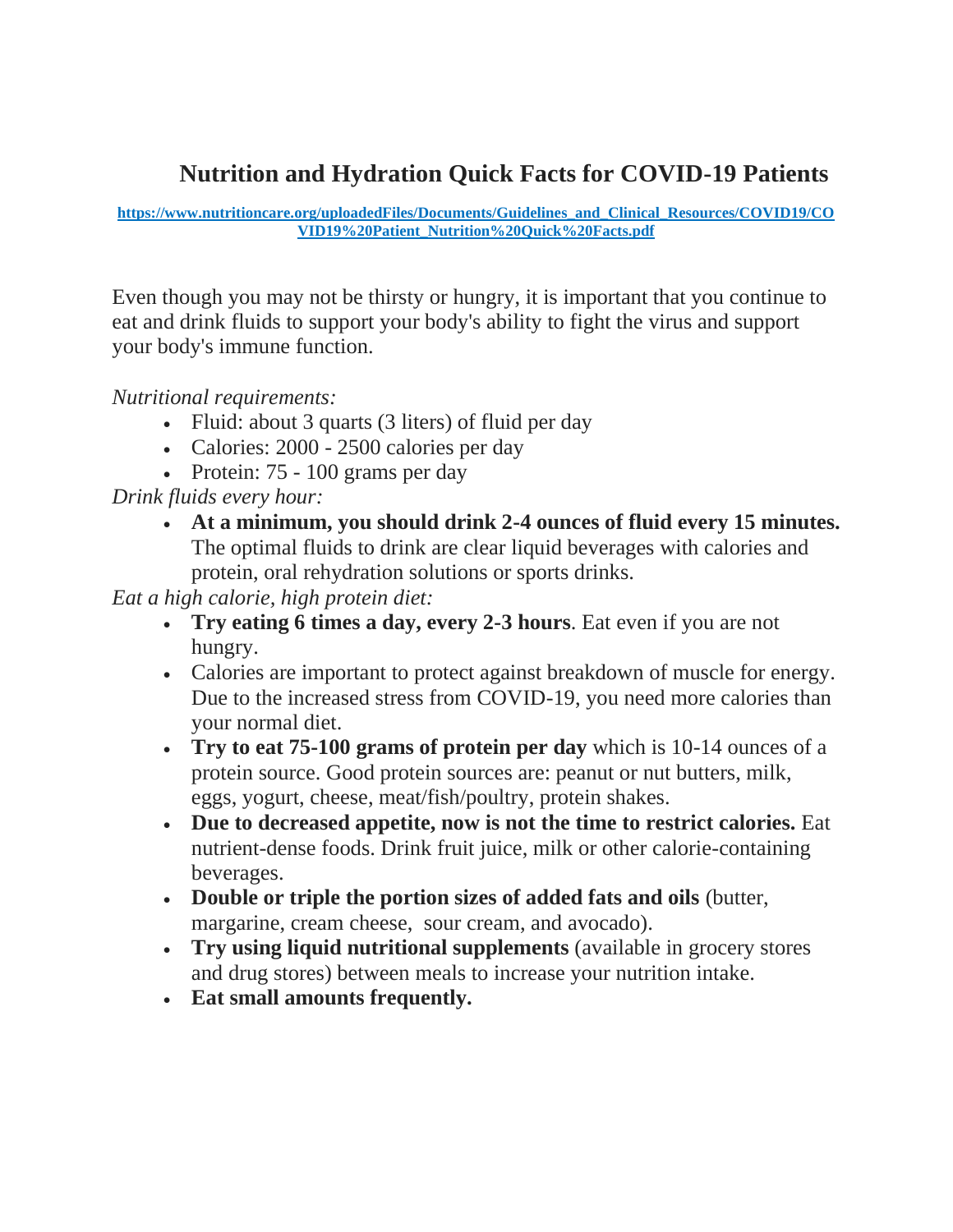# Nutrition and Hydration Quick Facts for COVID-19 Patients

https://www.nutritioncare.org/uploadedFiles/Documents/Guidelines_and_Clinical_Resources/COVID19/COVID19%20Patient_Nutrition%20Quick%20Facts.pdf

Even though you may not be thirsty or hungry, it is important that you continue to eat and drink fluids to support your body's ability to fight the virus and support your body's immune function.

*Nutritional requirements:*

- Fluid: about 3 quarts (3 liters) of fluid per day
- Calories: 2000 - 2500 calories per day
- Protein: 75 - 100 grams per day

*Drink fluids every hour:*

- **At a minimum, you should drink 2-4 ounces of fluid every 15 minutes.** The optimal fluids to drink are clear liquid beverages with calories and protein, oral rehydration solutions or sports drinks.

*Eat a high calorie, high protein diet:*

- **Try eating 6 times a day, every 2-3 hours**. Eat even if you are not hungry.
- Calories are important to protect against breakdown of muscle for energy. Due to the increased stress from COVID-19, you need more calories than your normal diet.
- **Try to eat 75-100 grams of protein per day** which is 10-14 ounces of a protein source. Good protein sources are: peanut or nut butters, milk, eggs, yogurt, cheese, meat/fish/poultry, protein shakes.
- **Due to decreased appetite, now is not the time to restrict calories.** Eat nutrient-dense foods. Drink fruit juice, milk or other calorie-containing beverages.
- **Double or triple the portion sizes of added fats and oils** (butter, margarine, cream cheese, sour cream, and avocado).
- **Try using liquid nutritional supplements** (available in grocery stores and drug stores) between meals to increase your nutrition intake.
- **Eat small amounts frequently.**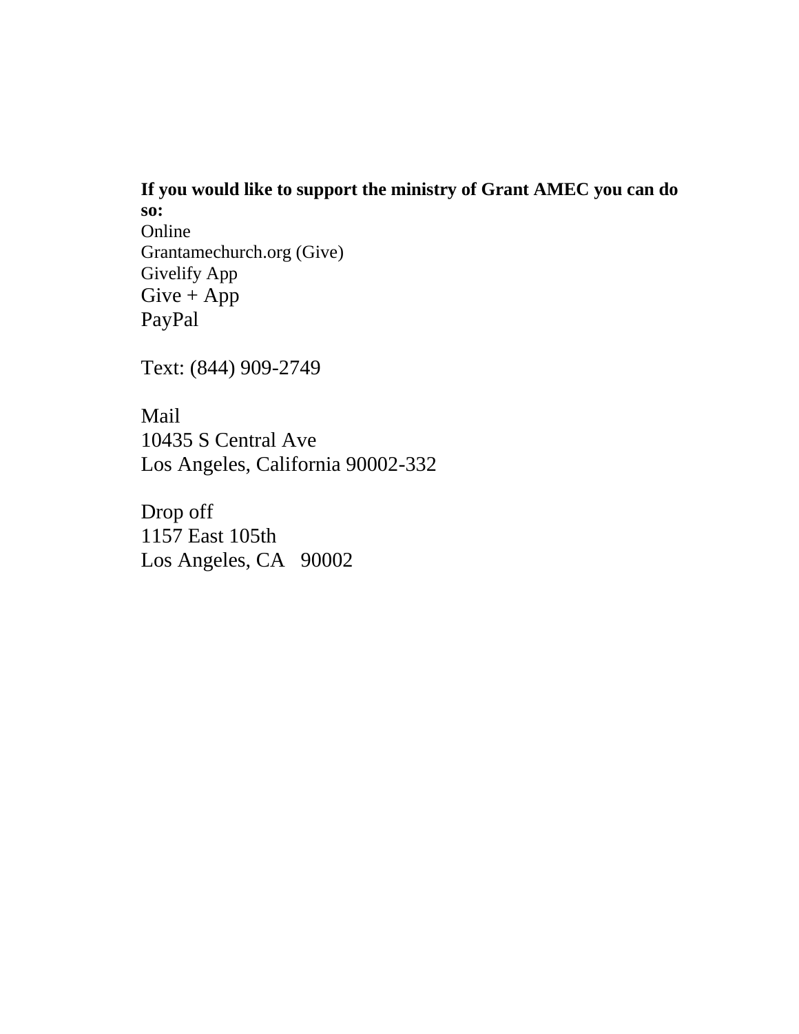**If you would like to support the ministry of Grant AMEC you can do so:**

Online
Grantamechurch.org (Give)
Givelify App
Give + App
PayPal

Text: (844) 909-2749

Mail
10435 S Central Ave
Los Angeles, California 90002-332

Drop off
1157 East 105th
Los Angeles, CA 90002